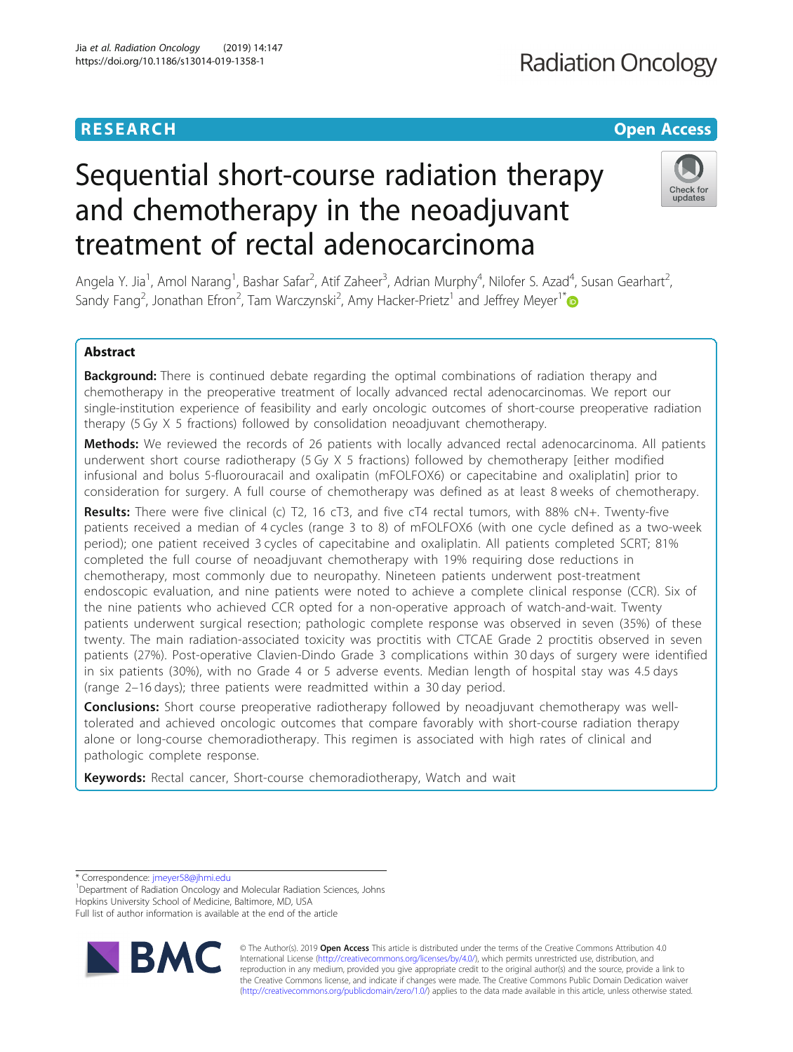# RESEARCH

# Sequential short-course radiation therapy and chemotherapy in the neoadjuvant treatment of rectal adenocarcinoma

Angela Y. Jia[1], Amol Narang[1], Bashar Safar[2], Atif Zaheer[3], Adrian Murphy[4], Nilofer S. Azad[4], Susan Gearhart[2], Sandy Fang[2], Jonathan Efron[2], Tam Warczynski[2], Amy Hacker-Prietz[1] and Jeffrey Meyer[1*]

## Abstract

**Background:** There is continued debate regarding the optimal combinations of radiation therapy and chemotherapy in the preoperative treatment of locally advanced rectal adenocarcinomas. We report our single-institution experience of feasibility and early oncologic outcomes of short-course preoperative radiation therapy (5 Gy X 5 fractions) followed by consolidation neoadjuvant chemotherapy.

**Methods:** We reviewed the records of 26 patients with locally advanced rectal adenocarcinoma. All patients underwent short course radiotherapy (5 Gy X 5 fractions) followed by chemotherapy [either modified infusional and bolus 5-fluorouracail and oxalipatin (mFOLFOX6) or capecitabine and oxaliplatin] prior to consideration for surgery. A full course of chemotherapy was defined as at least 8 weeks of chemotherapy.

**Results:** There were five clinical (c) T2, 16 cT3, and five cT4 rectal tumors, with 88% cN+. Twenty-five patients received a median of 4 cycles (range 3 to 8) of mFOLFOX6 (with one cycle defined as a two-week period); one patient received 3 cycles of capecitabine and oxaliplatin. All patients completed SCRT; 81% completed the full course of neoadjuvant chemotherapy with 19% requiring dose reductions in chemotherapy, most commonly due to neuropathy. Nineteen patients underwent post-treatment endoscopic evaluation, and nine patients were noted to achieve a complete clinical response (CCR). Six of the nine patients who achieved CCR opted for a non-operative approach of watch-and-wait. Twenty patients underwent surgical resection; pathologic complete response was observed in seven (35%) of these twenty. The main radiation-associated toxicity was proctitis with CTCAE Grade 2 proctitis observed in seven patients (27%). Post-operative Clavien-Dindo Grade 3 complications within 30 days of surgery were identified in six patients (30%), with no Grade 4 or 5 adverse events. Median length of hospital stay was 4.5 days (range 2–16 days); three patients were readmitted within a 30 day period.

**Conclusions:** Short course preoperative radiotherapy followed by neoadjuvant chemotherapy was well-tolerated and achieved oncologic outcomes that compare favorably with short-course radiation therapy alone or long-course chemoradiotherapy. This regimen is associated with high rates of clinical and pathologic complete response.

**Keywords:** Rectal cancer, Short-course chemoradiotherapy, Watch and wait

---

* Correspondence: jmeyer58@jhmi.edu
[1]Department of Radiation Oncology and Molecular Radiation Sciences, Johns Hopkins University School of Medicine, Baltimore, MD, USA
Full list of author information is available at the end of the article

© The Author(s). 2019 **Open Access** This article is distributed under the terms of the Creative Commons Attribution 4.0 International License (http://creativecommons.org/licenses/by/4.0/), which permits unrestricted use, distribution, and reproduction in any medium, provided you give appropriate credit to the original author(s) and the source, provide a link to the Creative Commons license, and indicate if changes were made. The Creative Commons Public Domain Dedication waiver (http://creativecommons.org/publicdomain/zero/1.0/) applies to the data made available in this article, unless otherwise stated.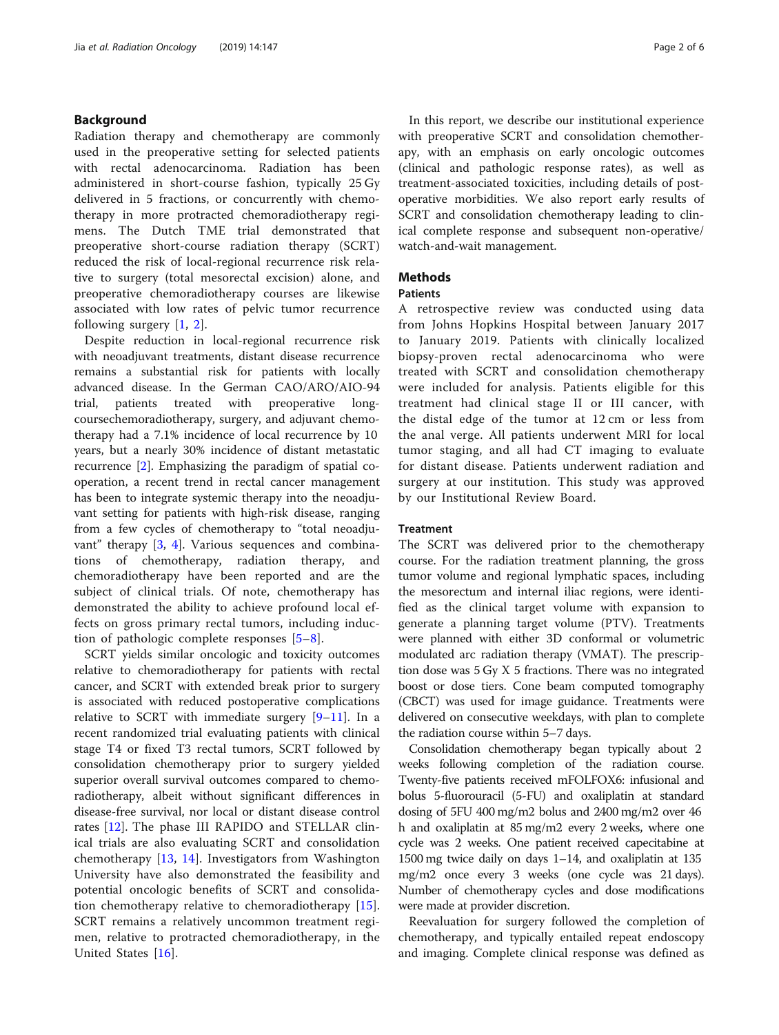## Background

Radiation therapy and chemotherapy are commonly used in the preoperative setting for selected patients with rectal adenocarcinoma. Radiation has been administered in short-course fashion, typically 25 Gy delivered in 5 fractions, or concurrently with chemotherapy in more protracted chemoradiotherapy regimens. The Dutch TME trial demonstrated that preoperative short-course radiation therapy (SCRT) reduced the risk of local-regional recurrence risk relative to surgery (total mesorectal excision) alone, and preoperative chemoradiotherapy courses are likewise associated with low rates of pelvic tumor recurrence following surgery [1, 2].

Despite reduction in local-regional recurrence risk with neoadjuvant treatments, distant disease recurrence remains a substantial risk for patients with locally advanced disease. In the German CAO/ARO/AIO-94 trial, patients treated with preoperative long-coursechemoradiotherapy, surgery, and adjuvant chemotherapy had a 7.1% incidence of local recurrence by 10 years, but a nearly 30% incidence of distant metastatic recurrence [2]. Emphasizing the paradigm of spatial cooperation, a recent trend in rectal cancer management has been to integrate systemic therapy into the neoadjuvant setting for patients with high-risk disease, ranging from a few cycles of chemotherapy to "total neoadjuvant" therapy [3, 4]. Various sequences and combinations of chemotherapy, radiation therapy, and chemoradiotherapy have been reported and are the subject of clinical trials. Of note, chemotherapy has demonstrated the ability to achieve profound local effects on gross primary rectal tumors, including induction of pathologic complete responses [5–8].

SCRT yields similar oncologic and toxicity outcomes relative to chemoradiotherapy for patients with rectal cancer, and SCRT with extended break prior to surgery is associated with reduced postoperative complications relative to SCRT with immediate surgery [9–11]. In a recent randomized trial evaluating patients with clinical stage T4 or fixed T3 rectal tumors, SCRT followed by consolidation chemotherapy prior to surgery yielded superior overall survival outcomes compared to chemoradiotherapy, albeit without significant differences in disease-free survival, nor local or distant disease control rates [12]. The phase III RAPIDO and STELLAR clinical trials are also evaluating SCRT and consolidation chemotherapy [13, 14]. Investigators from Washington University have also demonstrated the feasibility and potential oncologic benefits of SCRT and consolidation chemotherapy relative to chemoradiotherapy [15]. SCRT remains a relatively uncommon treatment regimen, relative to protracted chemoradiotherapy, in the United States [16].

In this report, we describe our institutional experience with preoperative SCRT and consolidation chemotherapy, with an emphasis on early oncologic outcomes (clinical and pathologic response rates), as well as treatment-associated toxicities, including details of postoperative morbidities. We also report early results of SCRT and consolidation chemotherapy leading to clinical complete response and subsequent non-operative/watch-and-wait management.

## Methods

### Patients

A retrospective review was conducted using data from Johns Hopkins Hospital between January 2017 to January 2019. Patients with clinically localized biopsy-proven rectal adenocarcinoma who were treated with SCRT and consolidation chemotherapy were included for analysis. Patients eligible for this treatment had clinical stage II or III cancer, with the distal edge of the tumor at 12 cm or less from the anal verge. All patients underwent MRI for local tumor staging, and all had CT imaging to evaluate for distant disease. Patients underwent radiation and surgery at our institution. This study was approved by our Institutional Review Board.

### Treatment

The SCRT was delivered prior to the chemotherapy course. For the radiation treatment planning, the gross tumor volume and regional lymphatic spaces, including the mesorectum and internal iliac regions, were identified as the clinical target volume with expansion to generate a planning target volume (PTV). Treatments were planned with either 3D conformal or volumetric modulated arc radiation therapy (VMAT). The prescription dose was 5 Gy X 5 fractions. There was no integrated boost or dose tiers. Cone beam computed tomography (CBCT) was used for image guidance. Treatments were delivered on consecutive weekdays, with plan to complete the radiation course within 5–7 days.

Consolidation chemotherapy began typically about 2 weeks following completion of the radiation course. Twenty-five patients received mFOLFOX6: infusional and bolus 5-fluorouracil (5-FU) and oxaliplatin at standard dosing of 5FU 400 mg/m2 bolus and 2400 mg/m2 over 46 h and oxaliplatin at 85 mg/m2 every 2 weeks, where one cycle was 2 weeks. One patient received capecitabine at 1500 mg twice daily on days 1–14, and oxaliplatin at 135 mg/m2 once every 3 weeks (one cycle was 21 days). Number of chemotherapy cycles and dose modifications were made at provider discretion.

Reevaluation for surgery followed the completion of chemotherapy, and typically entailed repeat endoscopy and imaging. Complete clinical response was defined as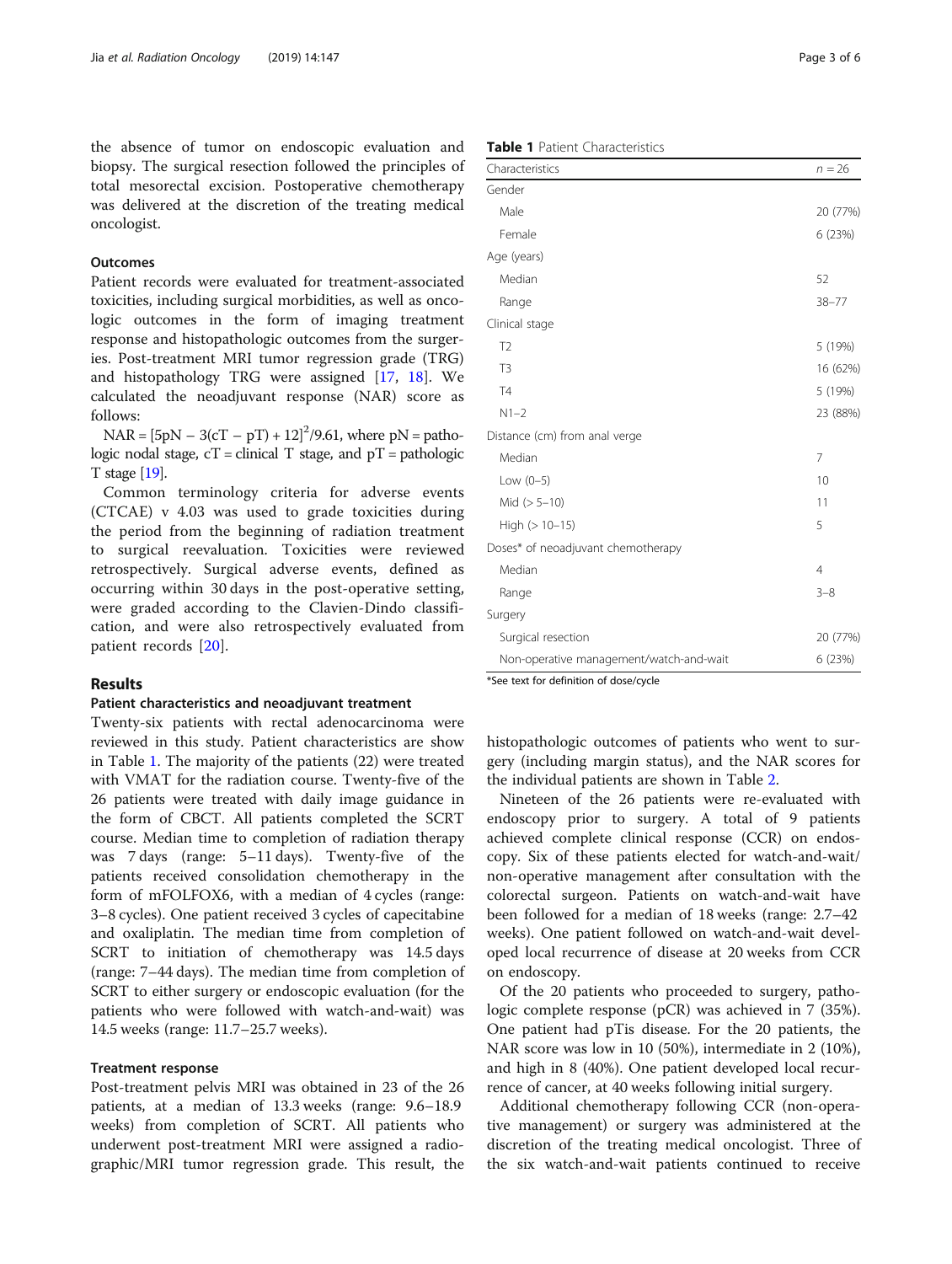the absence of tumor on endoscopic evaluation and biopsy. The surgical resection followed the principles of total mesorectal excision. Postoperative chemotherapy was delivered at the discretion of the treating medical oncologist.

### Outcomes

Patient records were evaluated for treatment-associated toxicities, including surgical morbidities, as well as oncologic outcomes in the form of imaging treatment response and histopathologic outcomes from the surgeries. Post-treatment MRI tumor regression grade (TRG) and histopathology TRG were assigned [17, 18]. We calculated the neoadjuvant response (NAR) score as follows:

$NAR = [5pN - 3(cT - pT) + 12]^2/9.61$, where pN = pathologic nodal stage, cT = clinical T stage, and pT = pathologic T stage [19].

Common terminology criteria for adverse events (CTCAE) v 4.03 was used to grade toxicities during the period from the beginning of radiation treatment to surgical reevaluation. Toxicities were reviewed retrospectively. Surgical adverse events, defined as occurring within 30 days in the post-operative setting, were graded according to the Clavien-Dindo classification, and were also retrospectively evaluated from patient records [20].

## Results

### Patient characteristics and neoadjuvant treatment

Twenty-six patients with rectal adenocarcinoma were reviewed in this study. Patient characteristics are show in Table 1. The majority of the patients (22) were treated with VMAT for the radiation course. Twenty-five of the 26 patients were treated with daily image guidance in the form of CBCT. All patients completed the SCRT course. Median time to completion of radiation therapy was 7 days (range: 5–11 days). Twenty-five of the patients received consolidation chemotherapy in the form of mFOLFOX6, with a median of 4 cycles (range: 3–8 cycles). One patient received 3 cycles of capecitabine and oxaliplatin. The median time from completion of SCRT to initiation of chemotherapy was 14.5 days (range: 7–44 days). The median time from completion of SCRT to either surgery or endoscopic evaluation (for the patients who were followed with watch-and-wait) was 14.5 weeks (range: 11.7–25.7 weeks).

### Treatment response

Post-treatment pelvis MRI was obtained in 23 of the 26 patients, at a median of 13.3 weeks (range: 9.6–18.9 weeks) from completion of SCRT. All patients who underwent post-treatment MRI were assigned a radiographic/MRI tumor regression grade. This result, the histopathologic outcomes of patients who went to surgery (including margin status), and the NAR scores for the individual patients are shown in Table 2.

**Table 1** Patient Characteristics

| Characteristics | n = 26 |
|---|---|
| Gender | |
| Male | 20 (77%) |
| Female | 6 (23%) |
| Age (years) | |
| Median | 52 |
| Range | 38–77 |
| Clinical stage | |
| T2 | 5 (19%) |
| T3 | 16 (62%) |
| T4 | 5 (19%) |
| N1–2 | 23 (88%) |
| Distance (cm) from anal verge | |
| Median | 7 |
| Low (0–5) | 10 |
| Mid (> 5–10) | 11 |
| High (> 10–15) | 5 |
| Doses* of neoadjuvant chemotherapy | |
| Median | 4 |
| Range | 3–8 |
| Surgery | |
| Surgical resection | 20 (77%) |
| Non-operative management/watch-and-wait | 6 (23%) |

*See text for definition of dose/cycle

Nineteen of the 26 patients were re-evaluated with endoscopy prior to surgery. A total of 9 patients achieved complete clinical response (CCR) on endoscopy. Six of these patients elected for watch-and-wait/non-operative management after consultation with the colorectal surgeon. Patients on watch-and-wait have been followed for a median of 18 weeks (range: 2.7–42 weeks). One patient followed on watch-and-wait developed local recurrence of disease at 20 weeks from CCR on endoscopy.

Of the 20 patients who proceeded to surgery, pathologic complete response (pCR) was achieved in 7 (35%). One patient had pTis disease. For the 20 patients, the NAR score was low in 10 (50%), intermediate in 2 (10%), and high in 8 (40%). One patient developed local recurrence of cancer, at 40 weeks following initial surgery.

Additional chemotherapy following CCR (non-operative management) or surgery was administered at the discretion of the treating medical oncologist. Three of the six watch-and-wait patients continued to receive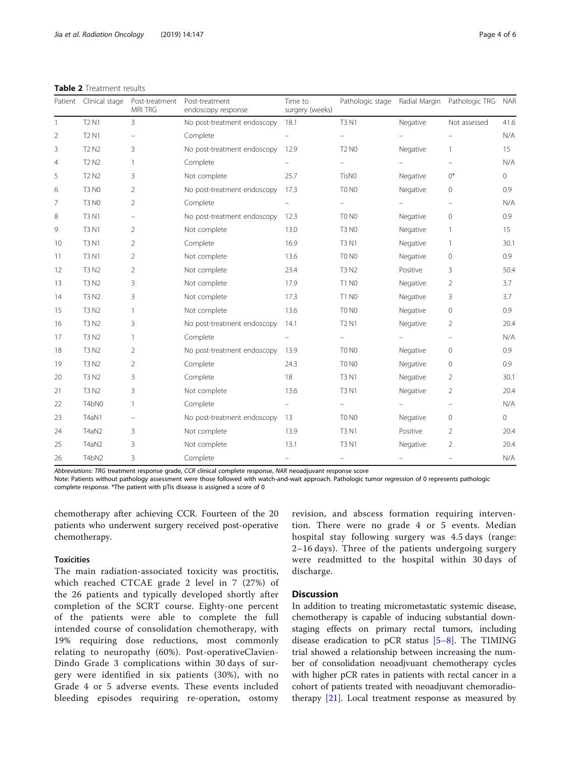**Table 2** Treatment results

| Patient | Clinical stage | Post-treatment MRI TRG | Post-treatment endoscopy response | Time to surgery (weeks) | Pathologic stage | Radial Margin | Pathologic TRG | NAR |
|---|---|---|---|---|---|---|---|---|
| 1 | T2 N1 | 3 | No post-treatment endoscopy | 18.1 | T3 N1 | Negative | Not assessed | 41.6 |
| 2 | T2 N1 | – | Complete | – | – | – | – | N/A |
| 3 | T2 N2 | 3 | No post-treatment endoscopy | 12.9 | T2 N0 | Negative | 1 | 15 |
| 4 | T2 N2 | 1 | Complete | – | – | – | – | N/A |
| 5 | T2 N2 | 3 | Not complete | 25.7 | TisN0 | Negative | 0* | 0 |
| 6 | T3 N0 | 2 | No post-treatment endoscopy | 17.3 | T0 N0 | Negative | 0 | 0.9 |
| 7 | T3 N0 | 2 | Complete | – | – | – | – | N/A |
| 8 | T3 N1 | – | No post-treatment endoscopy | 12.3 | T0 N0 | Negative | 0 | 0.9 |
| 9 | T3 N1 | 2 | Not complete | 13.0 | T3 N0 | Negative | 1 | 15 |
| 10 | T3 N1 | 2 | Complete | 16.9 | T3 N1 | Negative | 1 | 30.1 |
| 11 | T3 N1 | 2 | Not complete | 13.6 | T0 N0 | Negative | 0 | 0.9 |
| 12 | T3 N2 | 2 | Not complete | 23.4 | T3 N2 | Positive | 3 | 50.4 |
| 13 | T3 N2 | 3 | Not complete | 17.9 | T1 N0 | Negative | 2 | 3.7 |
| 14 | T3 N2 | 3 | Not complete | 17.3 | T1 N0 | Negative | 3 | 3.7 |
| 15 | T3 N2 | 1 | Not complete | 13.6 | T0 N0 | Negative | 0 | 0.9 |
| 16 | T3 N2 | 3 | No post-treatment endoscopy | 14.1 | T2 N1 | Negative | 2 | 20.4 |
| 17 | T3 N2 | 1 | Complete | – | – | – | – | N/A |
| 18 | T3 N2 | 2 | No post-treatment endoscopy | 13.9 | T0 N0 | Negative | 0 | 0.9 |
| 19 | T3 N2 | 2 | Complete | 24.3 | T0 N0 | Negative | 0 | 0.9 |
| 20 | T3 N2 | 3 | Complete | 18 | T3 N1 | Negative | 2 | 30.1 |
| 21 | T3 N2 | 3 | Not complete | 13.6 | T3 N1 | Negative | 2 | 20.4 |
| 22 | T4bN0 | 1 | Complete | – | – | – | – | N/A |
| 23 | T4aN1 | – | No post-treatment endoscopy | 13 | T0 N0 | Negative | 0 | 0 |
| 24 | T4aN2 | 3 | Not complete | 13.9 | T3 N1 | Positive | 2 | 20.4 |
| 25 | T4aN2 | 3 | Not complete | 13.1 | T3 N1 | Negative | 2 | 20.4 |
| 26 | T4bN2 | 3 | Complete | – | – | – | – | N/A |

*Abbreviations: TRG* treatment response grade, *CCR* clinical complete response, *NAR* neoadjuvant response score
Note: Patients without pathology assessment were those followed with watch-and-wait approach. Pathologic tumor regression of 0 represents pathologic complete response. *The patient with pTis disease is assigned a score of 0

chemotherapy after achieving CCR. Fourteen of the 20 patients who underwent surgery received post-operative chemotherapy.

### Toxicities

The main radiation-associated toxicity was proctitis, which reached CTCAE grade 2 level in 7 (27%) of the 26 patients and typically developed shortly after completion of the SCRT course. Eighty-one percent of the patients were able to complete the full intended course of consolidation chemotherapy, with 19% requiring dose reductions, most commonly relating to neuropathy (60%). Post-operativeClavien-Dindo Grade 3 complications within 30 days of surgery were identified in six patients (30%), with no Grade 4 or 5 adverse events. These events included bleeding episodes requiring re-operation, ostomy revision, and abscess formation requiring intervention. There were no grade 4 or 5 events. Median hospital stay following surgery was 4.5 days (range: 2–16 days). Three of the patients undergoing surgery were readmitted to the hospital within 30 days of discharge.

## Discussion

In addition to treating micrometastatic systemic disease, chemotherapy is capable of inducing substantial downstaging effects on primary rectal tumors, including disease eradication to pCR status [5–8]. The TIMING trial showed a relationship between increasing the number of consolidation neoadjvuant chemotherapy cycles with higher pCR rates in patients with rectal cancer in a cohort of patients treated with neoadjuvant chemoradiotherapy [21]. Local treatment response as measured by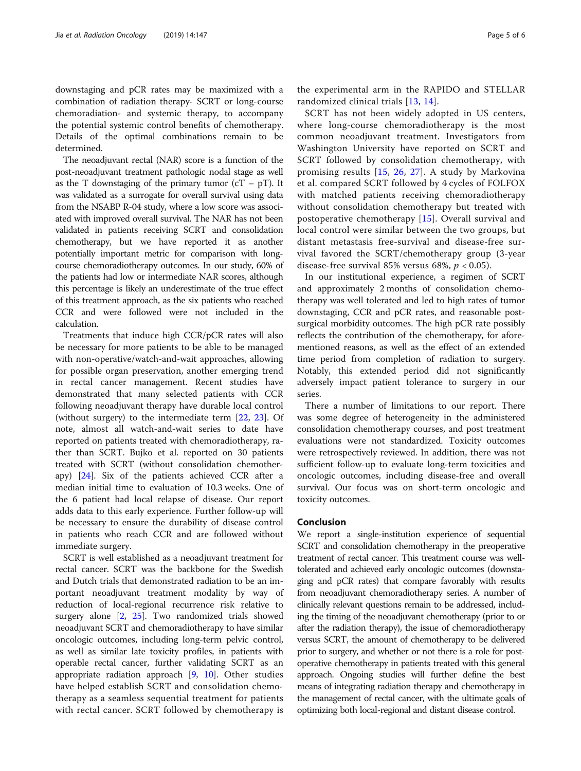downstaging and pCR rates may be maximized with a combination of radiation therapy- SCRT or long-course chemoradiation- and systemic therapy, to accompany the potential systemic control benefits of chemotherapy. Details of the optimal combinations remain to be determined.

The neoadjuvant rectal (NAR) score is a function of the post-neoadjuvant treatment pathologic nodal stage as well as the T downstaging of the primary tumor (cT – pT). It was validated as a surrogate for overall survival using data from the NSABP R-04 study, where a low score was associated with improved overall survival. The NAR has not been validated in patients receiving SCRT and consolidation chemotherapy, but we have reported it as another potentially important metric for comparison with long-course chemoradiotherapy outcomes. In our study, 60% of the patients had low or intermediate NAR scores, although this percentage is likely an underestimate of the true effect of this treatment approach, as the six patients who reached CCR and were followed were not included in the calculation.

Treatments that induce high CCR/pCR rates will also be necessary for more patients to be able to be managed with non-operative/watch-and-wait approaches, allowing for possible organ preservation, another emerging trend in rectal cancer management. Recent studies have demonstrated that many selected patients with CCR following neoadjuvant therapy have durable local control (without surgery) to the intermediate term [22, 23]. Of note, almost all watch-and-wait series to date have reported on patients treated with chemoradiotherapy, rather than SCRT. Bujko et al. reported on 30 patients treated with SCRT (without consolidation chemotherapy) [24]. Six of the patients achieved CCR after a median initial time to evaluation of 10.3 weeks. One of the 6 patient had local relapse of disease. Our report adds data to this early experience. Further follow-up will be necessary to ensure the durability of disease control in patients who reach CCR and are followed without immediate surgery.

SCRT is well established as a neoadjuvant treatment for rectal cancer. SCRT was the backbone for the Swedish and Dutch trials that demonstrated radiation to be an important neoadjuvant treatment modality by way of reduction of local-regional recurrence risk relative to surgery alone [2, 25]. Two randomized trials showed neoadjuvant SCRT and chemoradiotherapy to have similar oncologic outcomes, including long-term pelvic control, as well as similar late toxicity profiles, in patients with operable rectal cancer, further validating SCRT as an appropriate radiation approach [9, 10]. Other studies have helped establish SCRT and consolidation chemotherapy as a seamless sequential treatment for patients with rectal cancer. SCRT followed by chemotherapy is the experimental arm in the RAPIDO and STELLAR randomized clinical trials [13, 14].

SCRT has not been widely adopted in US centers, where long-course chemoradiotherapy is the most common neoadjuvant treatment. Investigators from Washington University have reported on SCRT and SCRT followed by consolidation chemotherapy, with promising results [15, 26, 27]. A study by Markovina et al. compared SCRT followed by 4 cycles of FOLFOX with matched patients receiving chemoradiotherapy without consolidation chemotherapy but treated with postoperative chemotherapy [15]. Overall survival and local control were similar between the two groups, but distant metastasis free-survival and disease-free survival favored the SCRT/chemotherapy group (3-year disease-free survival 85% versus 68%, $p < 0.05$).

In our institutional experience, a regimen of SCRT and approximately 2 months of consolidation chemotherapy was well tolerated and led to high rates of tumor downstaging, CCR and pCR rates, and reasonable post-surgical morbidity outcomes. The high pCR rate possibly reflects the contribution of the chemotherapy, for aforementioned reasons, as well as the effect of an extended time period from completion of radiation to surgery. Notably, this extended period did not significantly adversely impact patient tolerance to surgery in our series.

There a number of limitations to our report. There was some degree of heterogeneity in the administered consolidation chemotherapy courses, and post treatment evaluations were not standardized. Toxicity outcomes were retrospectively reviewed. In addition, there was not sufficient follow-up to evaluate long-term toxicities and oncologic outcomes, including disease-free and overall survival. Our focus was on short-term oncologic and toxicity outcomes.

## Conclusion

We report a single-institution experience of sequential SCRT and consolidation chemotherapy in the preoperative treatment of rectal cancer. This treatment course was well-tolerated and achieved early oncologic outcomes (downstaging and pCR rates) that compare favorably with results from neoadjuvant chemoradiotherapy series. A number of clinically relevant questions remain to be addressed, including the timing of the neoadjuvant chemotherapy (prior to or after the radiation therapy), the issue of chemoradiotherapy versus SCRT, the amount of chemotherapy to be delivered prior to surgery, and whether or not there is a role for post-operative chemotherapy in patients treated with this general approach. Ongoing studies will further define the best means of integrating radiation therapy and chemotherapy in the management of rectal cancer, with the ultimate goals of optimizing both local-regional and distant disease control.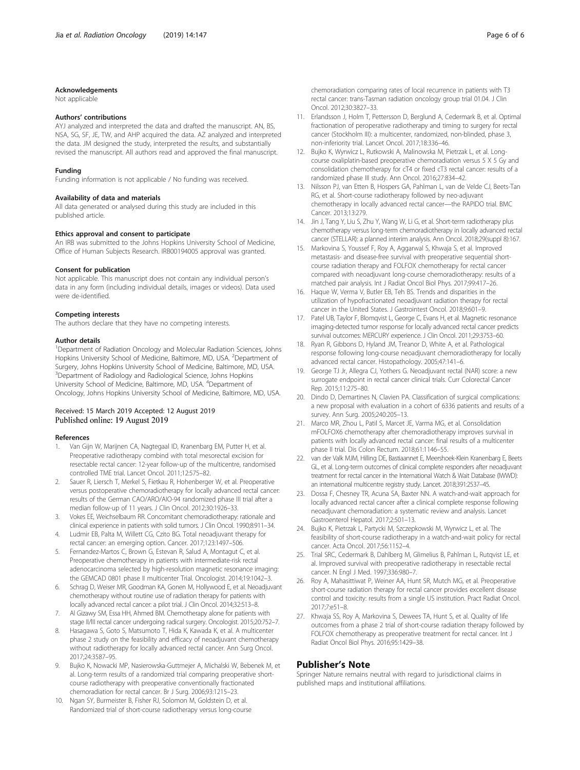### Acknowledgements

Not applicable

### Authors' contributions

AYJ analyzed and interpreted the data and drafted the manuscript. AN, BS, NSA, SG, SF, JE, TW, and AHP acquired the data. AZ analyzed and interpreted the data. JM designed the study, interpreted the results, and substantially revised the manuscript. All authors read and approved the final manuscript.

### Funding

Funding information is not applicable / No funding was received.

### Availability of data and materials

All data generated or analysed during this study are included in this published article.

### Ethics approval and consent to participate

An IRB was submitted to the Johns Hopkins University School of Medicine, Office of Human Subjects Research. IRB00194005 approval was granted.

### Consent for publication

Not applicable. This manuscript does not contain any individual person's data in any form (including individual details, images or videos). Data used were de-identified.

### Competing interests

The authors declare that they have no competing interests.

### Author details

[1]Department of Radiation Oncology and Molecular Radiation Sciences, Johns Hopkins University School of Medicine, Baltimore, MD, USA. [2]Department of Surgery, Johns Hopkins University School of Medicine, Baltimore, MD, USA. [3]Department of Radiology and Radiological Science, Johns Hopkins University School of Medicine, Baltimore, MD, USA. [4]Department of Oncology, Johns Hopkins University School of Medicine, Baltimore, MD, USA.

Received: 15 March 2019 Accepted: 12 August 2019
Published online: 19 August 2019

### References

1. Van Gijn W, Marijnen CA, Nagtegaal ID, Kranenbarg EM, Putter H, et al. Preoperative radiotherapy combind with total mesorectal excision for resectable rectal cancer: 12-year follow-up of the multicentre, randomised controlled TME trial. Lancet Oncol. 2011;12:575–82.
2. Sauer R, Liersch T, Merkel S, Fietkau R, Hohenberger W, et al. Preoperative versus postoperative chemoradiotherapy for locally advanced rectal cancer: results of the German CAO/ARO/AIO-94 randomized phase III trial after a median follow-up of 11 years. J Clin Oncol. 2012;30:1926–33.
3. Vokes EE, Weichselbaum RR. Concomitant chemoradiotherapy: rationale and clinical experience in patients with solid tumors. J Clin Oncol. 1990;8:911–34.
4. Ludmir EB, Palta M, Willett CG, Czito BG. Total neoadjuvant therapy for rectal cancer: an emerging option. Cancer. 2017;123:1497–506.
5. Fernandez-Martos C, Brown G, Estevan R, Salud A, Montagut C, et al. Preoperative chemotherapy in patients with intermediate-risk rectal adenocarcinoma selected by high-resolution magnetic resonance imaging: the GEMCAD 0801 phase II multicenter Trial. Oncologist. 2014;19:1042–3.
6. Schrag D, Weiser MR, Goodman KA, Gonen M, Hollywood E, et al. Neoadjuvant chemotherapy without routine use of radiation therapy for patients with locally advanced rectal cancer: a pilot trial. J Clin Oncol. 2014;32:513–8.
7. Al Gizawy SM, Essa HH, Ahmed BM. Chemotherapy alone for patients with stage II/III rectal cancer undergoing radical surgery. Oncologist. 2015;20:752–7.
8. Hasagawa S, Goto S, Matsumoto T, Hida K, Kawada K, et al. A multicenter phase 2 study on the feasibility and efficacy of neoadjuvant chemotherapy without radiotherapy for locally advanced rectal cancer. Ann Surg Oncol. 2017;24:3587–95.
9. Bujko K, Nowacki MP, Nasierowska-Guttmejer A, Michalski W, Bebenek M, et al. Long-term results of a randomized trial comparing preoperative short-course radiotherapy with preoperative conventionally fractionated chemoradiation for rectal cancer. Br J Surg. 2006;93:1215–23.
10. Ngan SY, Burmeister B, Fisher RJ, Solomon M, Goldstein D, et al. Randomized trial of short-course radiotherapy versus long-course chemoradiation comparing rates of local recurrence in patients with T3 rectal cancer: trans-Tasman radiation oncology group trial 01.04. J Clin Oncol. 2012;30:3827–33.
11. Erlandsson J, Holm T, Pettersson D, Berglund A, Cedermark B, et al. Optimal fractionation of peroperative radiotherapy and timing to surgery for rectal cancer (Stockholm III): a multicenter, randomized, non-blinded, phase 3, non-inferiority trial. Lancet Oncol. 2017;18:336–46.
12. Bujko K, Wyrwicz L, Rutkowski A, Malinowska M, Pietrzak L, et al. Long-course oxaliplatin-based preoperative chemoradiation versus 5 X 5 Gy and consolidation chemotherapy for cT4 or fixed cT3 rectal cancer: results of a randomized phase III study. Ann Oncol. 2016;27:834–42.
13. Nilsson PJ, van Etten B, Hospers GA, Pahlman L, van de Velde CJ, Beets-Tan RG, et al. Short-course radiotherapy followed by neo-adjuvant chemotherapy in locally advanced rectal cancer—the RAPIDO trial. BMC Cancer. 2013;13:279.
14. Jin J, Tang Y, Liu S, Zhu Y, Wang W, Li G, et al. Short-term radiotherapy plus chemotherapy versus long-term chemoradiotherapy in locally advanced rectal cancer (STELLAR): a planned interim analysis. Ann Oncol. 2018;29(suppl 8):167.
15. Markovina S, Youssef F, Roy A, Aggarwal S, Khwaja S, et al. Improved metastasis- and disease-free survival with preoperative sequential short-course radiation therapy and FOLFOX chemotherapy for rectal cancer compared with neoadjuvant long-course chemoradiotherapy: results of a matched pair analysis. Int J Radiat Oncol Biol Phys. 2017;99:417–26.
16. Haque W, Verma V, Butler EB, Teh BS. Trends and disparities in the utilization of hypofractionated neoadjuvant radiation therapy for rectal cancer in the United States. J Gastrointest Oncol. 2018;9:601–9.
17. Patel UB, Taylor F, Blomqvist L, George C, Evans H, et al. Magnetic resonance imaging-detected tumor response for locally advanced rectal cancer predicts survival outcomes: MERCURY experience. J Clin Oncol. 2011;29:3753–60.
18. Ryan R, Gibbons D, Hyland JM, Treanor D, White A, et al. Pathological response following long-course neoadjuvant chemoradiotherapy for locally advanced rectal cancer. Histopathology. 2005;47:141–6.
19. George TJ Jr, Allegra CJ, Yothers G. Neoadjuvant rectal (NAR) score: a new surrogate endpoint in rectal cancer clinical trials. Curr Colorectal Cancer Rep. 2015;11:275–80.
20. Dindo D, Demartines N, Clavien PA. Classification of surgical complications: a new proposal with evaluation in a cohort of 6336 patients and results of a survey. Ann Surg. 2005;240:205–13.
21. Marco MR, Zhou L, Patil S, Marcet JE, Varma MG, et al. Consolidation mFOLFOX6 chemotherapy after chemoradiotherapy improves survival in patients with locally advanced rectal cancer: final results of a multicenter phase II trial. Dis Colon Rectum. 2018;61:1146–55.
22. van der Valk MJM, Hilling DE, Bastiaannet E, Meershoek-Klein Kranenbarg E, Beets GL, et al. Long-term outcomes of clinical complete responders after neoadjuvant treatment for rectal cancer in the International Watch & Wait Database (IWWD): an international multicentre registry study. Lancet. 2018;391:2537–45.
23. Dossa F, Chesney TR, Acuna SA, Baxter NN. A watch-and-wait approach for locally advanced rectal cancer after a clinical complete response following neoadjuvant chemoradiation: a systematic review and analysis. Lancet Gastroenterol Hepatol. 2017;2:501–13.
24. Bujko K, Pietrzak L, Partycki M, Szczepkowski M, Wyrwicz L, et al. The feasibility of short-course radiotherapy in a watch-and-wait policy for rectal cancer. Acta Oncol. 2017;56:1152–4.
25. Trial SRC, Cedermark B, Dahlberg M, Glimelius B, Pahlman L, Rutqvist LE, et al. Improved survival with preoperative radiotherapy in resectable rectal cancer. N Engl J Med. 1997;336:980–7.
26. Roy A, Mahasittiwat P, Weiner AA, Hunt SR, Mutch MG, et al. Preoperative short-course radiation therapy for rectal cancer provides excellent disease control and toxicity: results from a single US institution. Pract Radiat Oncol. 2017;7:e51–8.
27. Khwaja SS, Roy A, Markovina S, Dewees TA, Hunt S, et al. Quality of life outcomes from a phase 2 trial of short-course radiation therapy followed by FOLFOX chemotherapy as preoperative treatment for rectal cancer. Int J Radiat Oncol Biol Phys. 2016;95:1429–38.

## Publisher's Note

Springer Nature remains neutral with regard to jurisdictional claims in published maps and institutional affiliations.